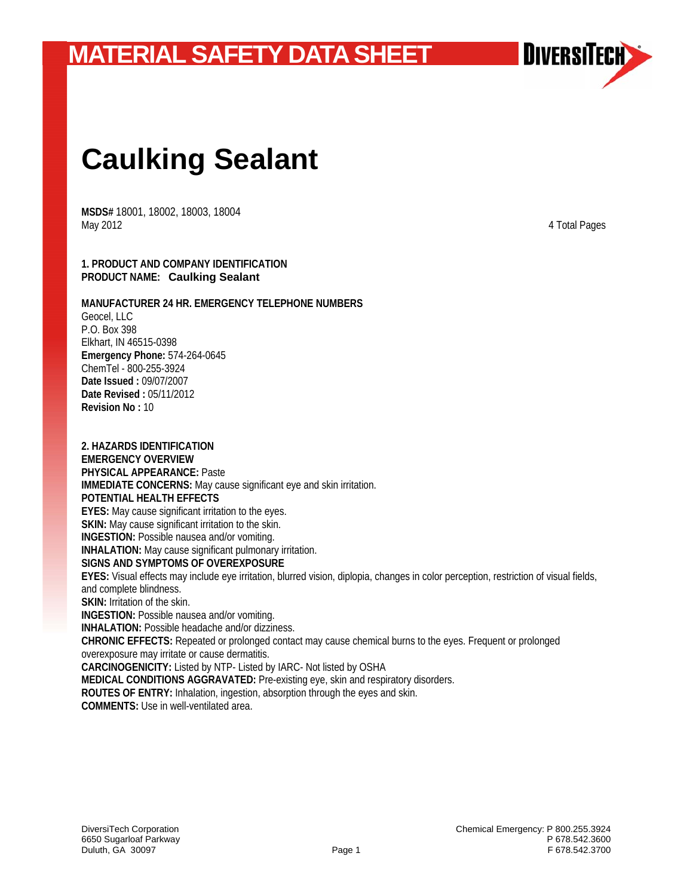# MATERIAL SAFETY DATA SHEET

# Caulking Sealant

**MSDS#** 18001, 18002, 18003, 18004
May 2012

4 Total Pages

## 1. PRODUCT AND COMPANY IDENTIFICATION

**PRODUCT NAME: Caulking Sealant**

**MANUFACTURER 24 HR. EMERGENCY TELEPHONE NUMBERS**
Geocel, LLC
P.O. Box 398
Elkhart, IN 46515-0398
**Emergency Phone:** 574-264-0645
ChemTel - 800-255-3924
**Date Issued :** 09/07/2007
**Date Revised :** 05/11/2012
**Revision No :** 10

## 2. HAZARDS IDENTIFICATION

**EMERGENCY OVERVIEW**
**PHYSICAL APPEARANCE:** Paste
**IMMEDIATE CONCERNS:** May cause significant eye and skin irritation.
**POTENTIAL HEALTH EFFECTS**
**EYES:** May cause significant irritation to the eyes.
**SKIN:** May cause significant irritation to the skin.
**INGESTION:** Possible nausea and/or vomiting.
**INHALATION:** May cause significant pulmonary irritation.
**SIGNS AND SYMPTOMS OF OVEREXPOSURE**
**EYES:** Visual effects may include eye irritation, blurred vision, diplopia, changes in color perception, restriction of visual fields, and complete blindness.
**SKIN:** Irritation of the skin.
**INGESTION:** Possible nausea and/or vomiting.
**INHALATION:** Possible headache and/or dizziness.
**CHRONIC EFFECTS:** Repeated or prolonged contact may cause chemical burns to the eyes. Frequent or prolonged overexposure may irritate or cause dermatitis.
**CARCINOGENICITY:** Listed by NTP- Listed by IARC- Not listed by OSHA
**MEDICAL CONDITIONS AGGRAVATED:** Pre-existing eye, skin and respiratory disorders.
**ROUTES OF ENTRY:** Inhalation, ingestion, absorption through the eyes and skin.
**COMMENTS:** Use in well-ventilated area.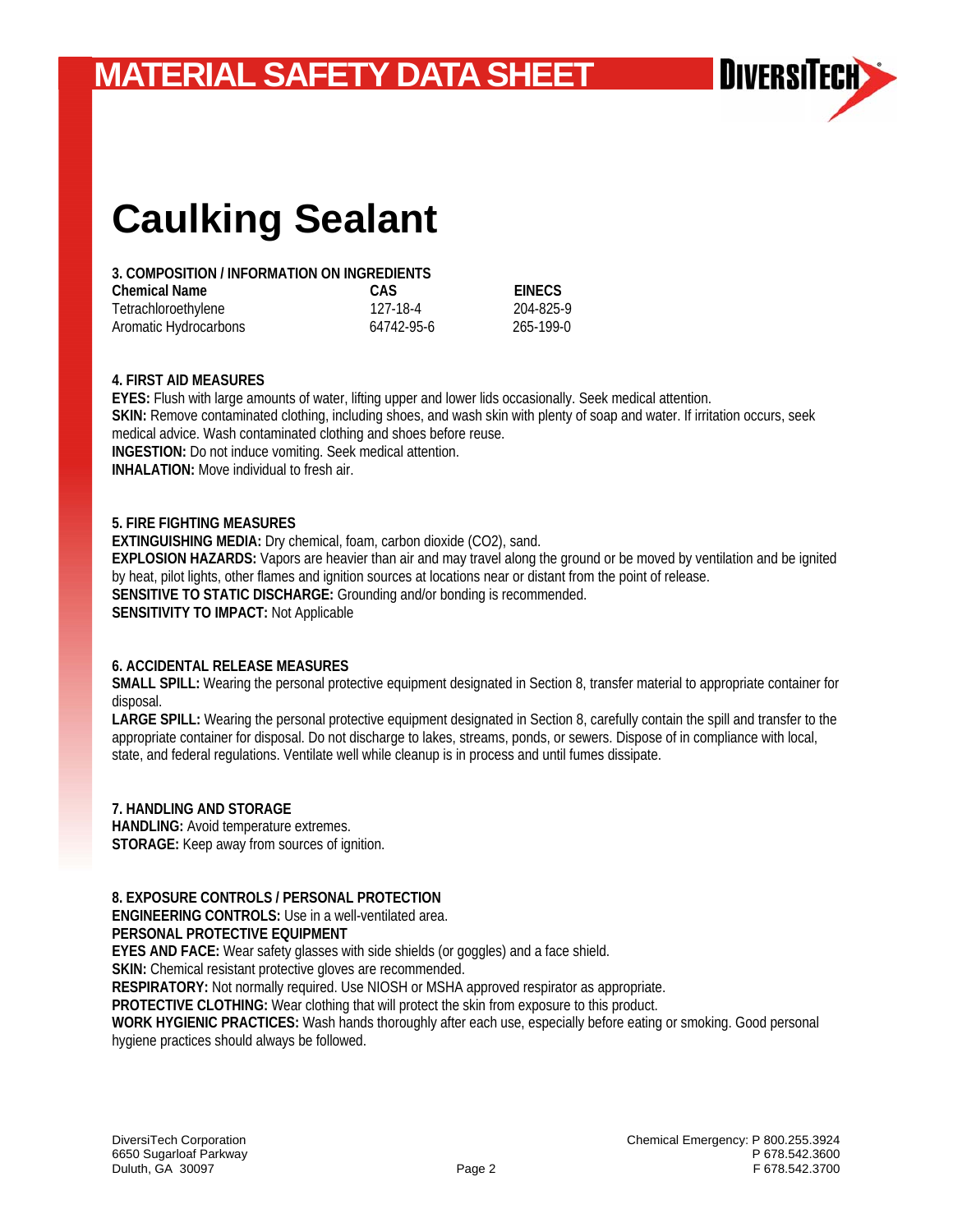# MATERIAL SAFETY DATA SHEET

# Caulking Sealant

**3. COMPOSITION / INFORMATION ON INGREDIENTS**

| Chemical Name | CAS | EINECS |
|---|---|---|
| Tetrachloroethylene | 127-18-4 | 204-825-9 |
| Aromatic Hydrocarbons | 64742-95-6 | 265-199-0 |

**4. FIRST AID MEASURES**

**EYES:** Flush with large amounts of water, lifting upper and lower lids occasionally. Seek medical attention.
**SKIN:** Remove contaminated clothing, including shoes, and wash skin with plenty of soap and water. If irritation occurs, seek medical advice. Wash contaminated clothing and shoes before reuse.
**INGESTION:** Do not induce vomiting. Seek medical attention.
**INHALATION:** Move individual to fresh air.

**5. FIRE FIGHTING MEASURES**

**EXTINGUISHING MEDIA:** Dry chemical, foam, carbon dioxide ($CO_2$), sand.
**EXPLOSION HAZARDS:** Vapors are heavier than air and may travel along the ground or be moved by ventilation and be ignited by heat, pilot lights, other flames and ignition sources at locations near or distant from the point of release.
**SENSITIVE TO STATIC DISCHARGE:** Grounding and/or bonding is recommended.
**SENSITIVITY TO IMPACT:** Not Applicable

**6. ACCIDENTAL RELEASE MEASURES**

**SMALL SPILL:** Wearing the personal protective equipment designated in Section 8, transfer material to appropriate container for disposal.
**LARGE SPILL:** Wearing the personal protective equipment designated in Section 8, carefully contain the spill and transfer to the appropriate container for disposal. Do not discharge to lakes, streams, ponds, or sewers. Dispose of in compliance with local, state, and federal regulations. Ventilate well while cleanup is in process and until fumes dissipate.

**7. HANDLING AND STORAGE**

**HANDLING:** Avoid temperature extremes.
**STORAGE:** Keep away from sources of ignition.

**8. EXPOSURE CONTROLS / PERSONAL PROTECTION**

**ENGINEERING CONTROLS:** Use in a well-ventilated area.
**PERSONAL PROTECTIVE EQUIPMENT**
**EYES AND FACE:** Wear safety glasses with side shields (or goggles) and a face shield.
**SKIN:** Chemical resistant protective gloves are recommended.
**RESPIRATORY:** Not normally required. Use NIOSH or MSHA approved respirator as appropriate.
**PROTECTIVE CLOTHING:** Wear clothing that will protect the skin from exposure to this product.
**WORK HYGIENIC PRACTICES:** Wash hands thoroughly after each use, especially before eating or smoking. Good personal hygiene practices should always be followed.

DiversiTech Corporation
6650 Sugarloaf Parkway
Duluth, GA 30097

Chemical Emergency: P 800.255.3924
P 678.542.3600
F 678.542.3700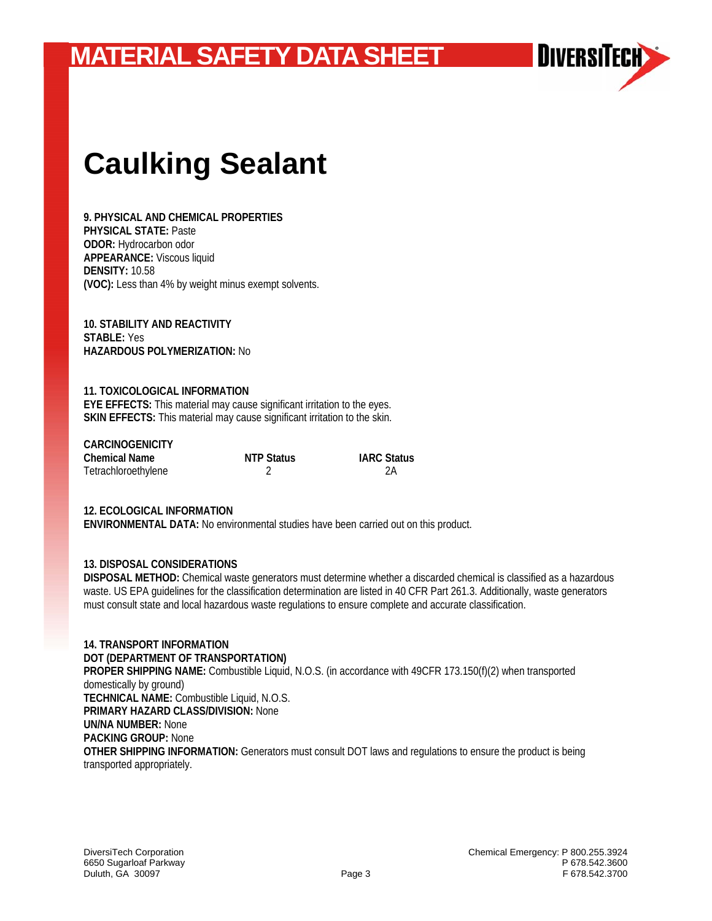# MATERIAL SAFETY DATA SHEET

# Caulking Sealant

**9. PHYSICAL AND CHEMICAL PROPERTIES**
**PHYSICAL STATE:** Paste
**ODOR:** Hydrocarbon odor
**APPEARANCE:** Viscous liquid
**DENSITY:** 10.58
**(VOC):** Less than 4% by weight minus exempt solvents.

**10. STABILITY AND REACTIVITY**
**STABLE:** Yes
**HAZARDOUS POLYMERIZATION:** No

**11. TOXICOLOGICAL INFORMATION**
**EYE EFFECTS:** This material may cause significant irritation to the eyes.
**SKIN EFFECTS:** This material may cause significant irritation to the skin.

**CARCINOGENICITY**

| Chemical Name | NTP Status | IARC Status |
|---|---|---|
| Tetrachloroethylene | 2 | 2A |

**12. ECOLOGICAL INFORMATION**
**ENVIRONMENTAL DATA:** No environmental studies have been carried out on this product.

**13. DISPOSAL CONSIDERATIONS**
**DISPOSAL METHOD:** Chemical waste generators must determine whether a discarded chemical is classified as a hazardous waste. US EPA guidelines for the classification determination are listed in 40 CFR Part 261.3. Additionally, waste generators must consult state and local hazardous waste regulations to ensure complete and accurate classification.

**14. TRANSPORT INFORMATION**
**DOT (DEPARTMENT OF TRANSPORTATION)**
**PROPER SHIPPING NAME:** Combustible Liquid, N.O.S. (in accordance with 49CFR 173.150(f)(2) when transported domestically by ground)
**TECHNICAL NAME:** Combustible Liquid, N.O.S.
**PRIMARY HAZARD CLASS/DIVISION:** None
**UN/NA NUMBER:** None
**PACKING GROUP:** None
**OTHER SHIPPING INFORMATION:** Generators must consult DOT laws and regulations to ensure the product is being transported appropriately.

DiversiTech Corporation
6650 Sugarloaf Parkway
Duluth, GA 30097

Chemical Emergency: P 800.255.3924
P 678.542.3600
F 678.542.3700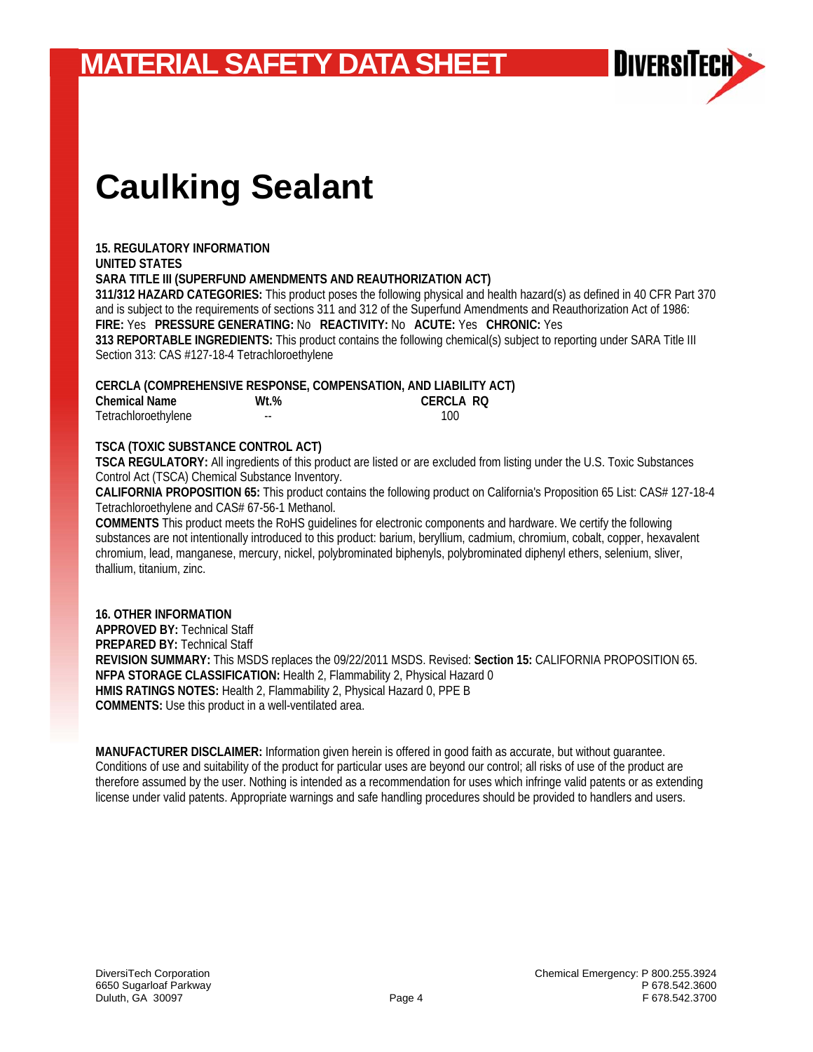# MATERIAL SAFETY DATA SHEET

# Caulking Sealant

**15. REGULATORY INFORMATION**

**UNITED STATES**

**SARA TITLE III (SUPERFUND AMENDMENTS AND REAUTHORIZATION ACT)**

**311/312 HAZARD CATEGORIES:** This product poses the following physical and health hazard(s) as defined in 40 CFR Part 370 and is subject to the requirements of sections 311 and 312 of the Superfund Amendments and Reauthorization Act of 1986:

**FIRE:** Yes **PRESSURE GENERATING:** No **REACTIVITY:** No **ACUTE:** Yes **CHRONIC:** Yes

**313 REPORTABLE INGREDIENTS:** This product contains the following chemical(s) subject to reporting under SARA Title III Section 313: CAS #127-18-4 Tetrachloroethylene

**CERCLA (COMPREHENSIVE RESPONSE, COMPENSATION, AND LIABILITY ACT)**

| Chemical Name | Wt.% | CERCLA RQ |
|---|---|---|
| Tetrachloroethylene | -- | 100 |

**TSCA (TOXIC SUBSTANCE CONTROL ACT)**

**TSCA REGULATORY:** All ingredients of this product are listed or are excluded from listing under the U.S. Toxic Substances Control Act (TSCA) Chemical Substance Inventory.

**CALIFORNIA PROPOSITION 65:** This product contains the following product on California's Proposition 65 List: CAS# 127-18-4 Tetrachloroethylene and CAS# 67-56-1 Methanol.

**COMMENTS** This product meets the RoHS guidelines for electronic components and hardware. We certify the following substances are not intentionally introduced to this product: barium, beryllium, cadmium, chromium, cobalt, copper, hexavalent chromium, lead, manganese, mercury, nickel, polybrominated biphenyls, polybrominated diphenyl ethers, selenium, sliver, thallium, titanium, zinc.

**16. OTHER INFORMATION**

**APPROVED BY:** Technical Staff

**PREPARED BY:** Technical Staff

**REVISION SUMMARY:** This MSDS replaces the 09/22/2011 MSDS. Revised: **Section 15:** CALIFORNIA PROPOSITION 65.

**NFPA STORAGE CLASSIFICATION:** Health 2, Flammability 2, Physical Hazard 0

**HMIS RATINGS NOTES:** Health 2, Flammability 2, Physical Hazard 0, PPE B

**COMMENTS:** Use this product in a well-ventilated area.

**MANUFACTURER DISCLAIMER:** Information given herein is offered in good faith as accurate, but without guarantee. Conditions of use and suitability of the product for particular uses are beyond our control; all risks of use of the product are therefore assumed by the user. Nothing is intended as a recommendation for uses which infringe valid patents or as extending license under valid patents. Appropriate warnings and safe handling procedures should be provided to handlers and users.

DiversiTech Corporation
6650 Sugarloaf Parkway
Duluth, GA 30097

Chemical Emergency: P 800.255.3924
P 678.542.3600
F 678.542.3700